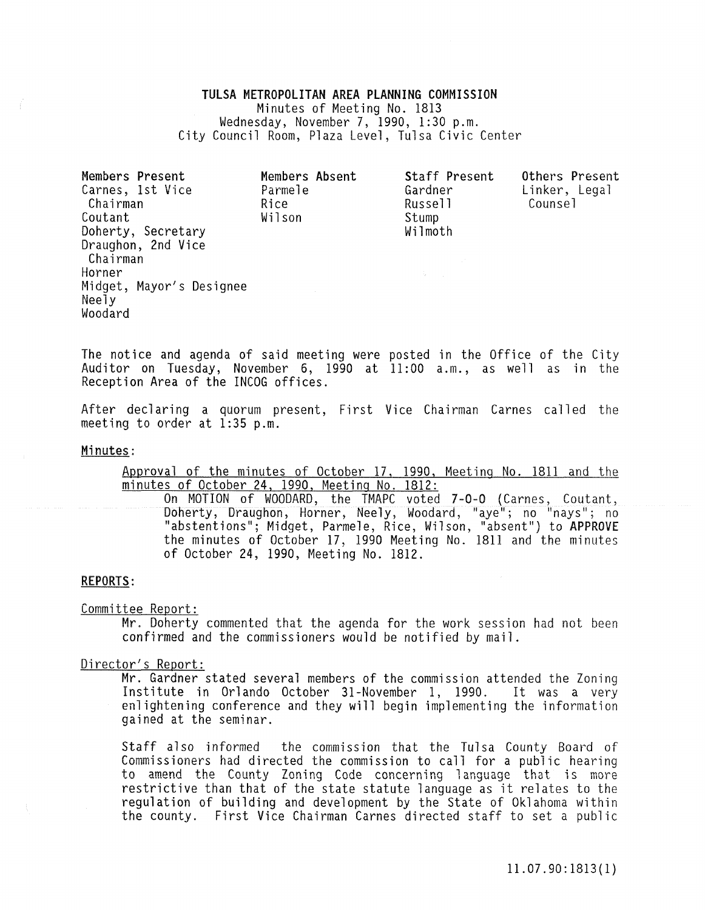# TULSA METROPOLITAN AREA PLANNING COMMISSION

Minutes of Meeting No. 1813
Wednesday, November 7, 1990, 1:30 p.m.
City Council Room, Plaza Level, Tulsa Civic Center

| Members Present | Members Absent | Staff Present | Others Present |
|---|---|---|---|
| Carnes, 1st Vice Chairman | Parmele | Gardner | Linker, Legal Counsel |
| Coutant | Rice | Russell | |
| Doherty, Secretary | Wilson | Stump | |
| Draughon, 2nd Vice Chairman | | Wilmoth | |
| Horner | | | |
| Midget, Mayor's Designee | | | |
| Neely | | | |
| Woodard | | | |

The notice and agenda of said meeting were posted in the Office of the City Auditor on Tuesday, November 6, 1990 at 11:00 a.m., as well as in the Reception Area of the INCOG offices.

After declaring a quorum present, First Vice Chairman Carnes called the meeting to order at 1:35 p.m.

**Minutes:**

Approval of the minutes of October 17, 1990, Meeting No. 1811 and the minutes of October 24, 1990, Meeting No. 1812:

On MOTION of WOODARD, the TMAPC voted **7-0-0** (Carnes, Coutant, Doherty, Draughon, Horner, Neely, Woodard, "aye"; no "nays"; no "abstentions"; Midget, Parmele, Rice, Wilson, "absent") to **APPROVE** the minutes of October 17, 1990 Meeting No. 1811 and the minutes of October 24, 1990, Meeting No. 1812.

**REPORTS:**

Committee Report:

Mr. Doherty commented that the agenda for the work session had not been confirmed and the commissioners would be notified by mail.

Director's Report:

Mr. Gardner stated several members of the commission attended the Zoning Institute in Orlando October 31-November 1, 1990. It was a very enlightening conference and they will begin implementing the information gained at the seminar.

Staff also informed the commission that the Tulsa County Board of Commissioners had directed the commission to call for a public hearing to amend the County Zoning Code concerning language that is more restrictive than that of the state statute language as it relates to the regulation of building and development by the State of Oklahoma within the county. First Vice Chairman Carnes directed staff to set a public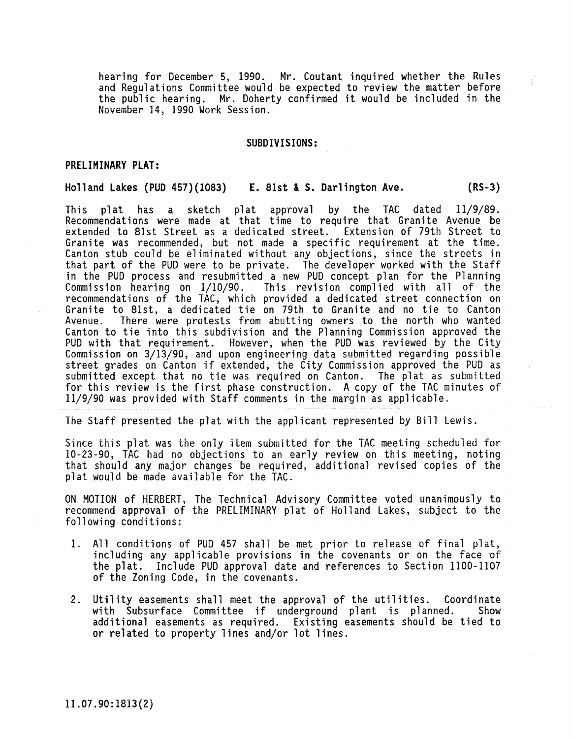hearing for December 5, 1990. Mr. Coutant inquired whether the Rules and Regulations Committee would be expected to review the matter before the public hearing. Mr. Doherty confirmed it would be included in the November 14, 1990 Work Session.

## SUBDIVISIONS:

### PRELIMINARY PLAT:

**Holland Lakes (PUD 457)(1083) E. 81st & S. Darlington Ave. (RS-3)**

This plat has a sketch plat approval by the TAC dated 11/9/89. Recommendations were made at that time to require that Granite Avenue be extended to 81st Street as a dedicated street. Extension of 79th Street to Granite was recommended, but not made a specific requirement at the time. Canton stub could be eliminated without any objections, since the streets in that part of the PUD were to be private. The developer worked with the Staff in the PUD process and resubmitted a new PUD concept plan for the Planning Commission hearing on 1/10/90. This revision complied with all of the recommendations of the TAC, which provided a dedicated street connection on Granite to 81st, a dedicated tie on 79th to Granite and no tie to Canton Avenue. There were protests from abutting owners to the north who wanted Canton to tie into this subdivision and the Planning Commission approved the PUD with that requirement. However, when the PUD was reviewed by the City Commission on 3/13/90, and upon engineering data submitted regarding possible street grades on Canton if extended, the City Commission approved the PUD as submitted except that no tie was required on Canton. The plat as submitted for this review is the first phase construction. A copy of the TAC minutes of 11/9/90 was provided with Staff comments in the margin as applicable.

The Staff presented the plat with the applicant represented by Bill Lewis.

Since this plat was the only item submitted for the TAC meeting scheduled for 10-23-90, TAC had no objections to an early review on this meeting, noting that should any major changes be required, additional revised copies of the plat would be made available for the TAC.

ON MOTION of HERBERT, The Technical Advisory Committee voted unanimously to recommend **approval** of the PRELIMINARY plat of Holland Lakes, subject to the following conditions:

1. All conditions of PUD 457 shall be met prior to release of final plat, including any applicable provisions in the covenants or on the face of the plat. Include PUD approval date and references to Section 1100-1107 of the Zoning Code, in the covenants.

2. Utility easements shall meet the approval of the utilities. Coordinate with Subsurface Committee if underground plant is planned. Show additional easements as required. Existing easements should be tied to or related to property lines and/or lot lines.

11.07.90:1813(2)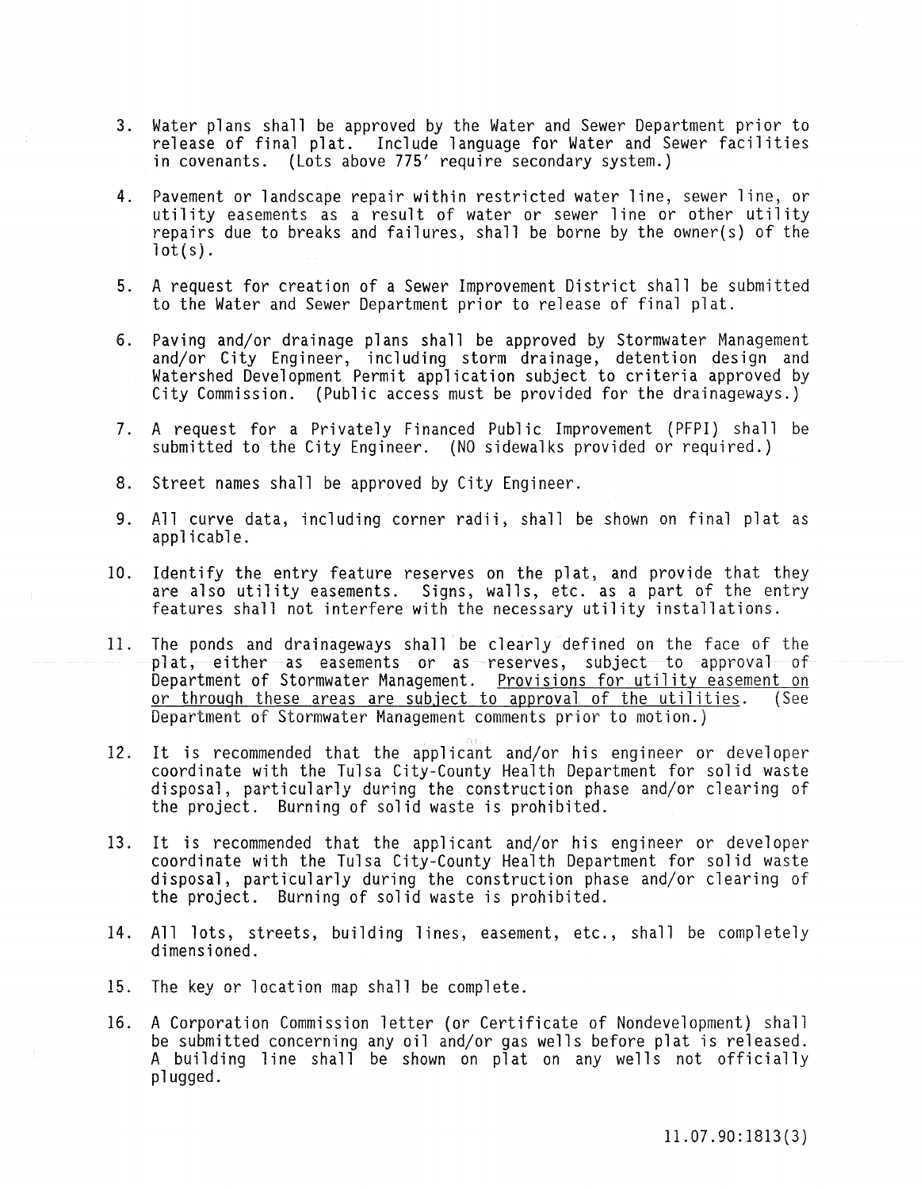3. Water plans shall be approved by the Water and Sewer Department prior to release of final plat. Include language for Water and Sewer facilities in covenants. (Lots above 775' require secondary system.)

4. Pavement or landscape repair within restricted water line, sewer line, or utility easements as a result of water or sewer line or other utility repairs due to breaks and failures, shall be borne by the owner(s) of the lot(s).

5. A request for creation of a Sewer Improvement District shall be submitted to the Water and Sewer Department prior to release of final plat.

6. Paving and/or drainage plans shall be approved by Stormwater Management and/or City Engineer, including storm drainage, detention design and Watershed Development Permit application subject to criteria approved by City Commission. (Public access must be provided for the drainageways.)

7. A request for a Privately Financed Public Improvement (PFPI) shall be submitted to the City Engineer. (NO sidewalks provided or required.)

8. Street names shall be approved by City Engineer.

9. All curve data, including corner radii, shall be shown on final plat as applicable.

10. Identify the entry feature reserves on the plat, and provide that they are also utility easements. Signs, walls, etc. as a part of the entry features shall not interfere with the necessary utility installations.

11. The ponds and drainageways shall be clearly defined on the face of the plat, either as easements or as reserves, subject to approval of Department of Stormwater Management. <u>Provisions for utility easement on or through these areas are subject to approval of the utilities</u>. (See Department of Stormwater Management comments prior to motion.)

12. It is recommended that the applicant and/or his engineer or developer coordinate with the Tulsa City-County Health Department for solid waste disposal, particularly during the construction phase and/or clearing of the project. Burning of solid waste is prohibited.

13. It is recommended that the applicant and/or his engineer or developer coordinate with the Tulsa City-County Health Department for solid waste disposal, particularly during the construction phase and/or clearing of the project. Burning of solid waste is prohibited.

14. All lots, streets, building lines, easement, etc., shall be completely dimensioned.

15. The key or location map shall be complete.

16. A Corporation Commission letter (or Certificate of Nondevelopment) shall be submitted concerning any oil and/or gas wells before plat is released. A building line shall be shown on plat on any wells not officially plugged.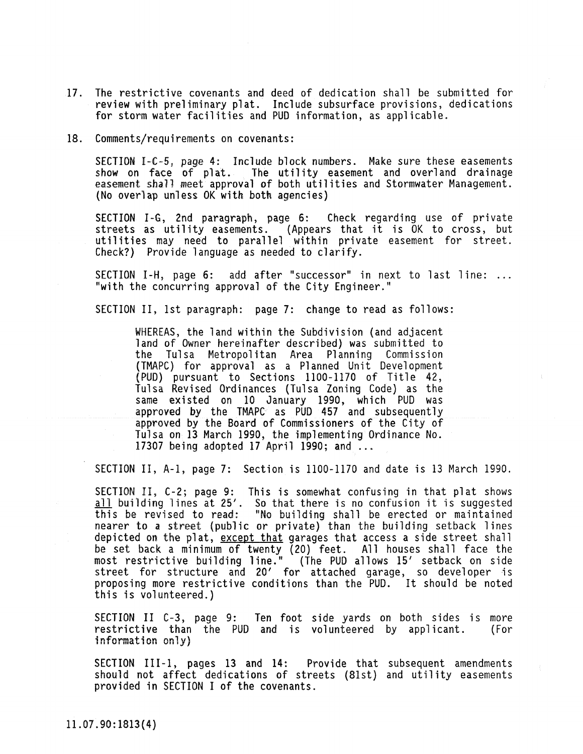17. The restrictive covenants and deed of dedication shall be submitted for review with preliminary plat. Include subsurface provisions, dedications for storm water facilities and PUD information, as applicable.

18. Comments/requirements on covenants:

    SECTION I-C-5, page 4: Include block numbers. Make sure these easements show on face of plat. The utility easement and overland drainage easement shall meet approval of both utilities and Stormwater Management. (No overlap unless OK with both agencies)

    SECTION I-G, 2nd paragraph, page 6: Check regarding use of private streets as utility easements. (Appears that it is OK to cross, but utilities may need to parallel within private easement for street. Check?) Provide language as needed to clarify.

    SECTION I-H, page 6: add after "successor" in next to last line: ... "with the concurring approval of the City Engineer."

    SECTION II, 1st paragraph: page 7: change to read as follows:

    > WHEREAS, the land within the Subdivision (and adjacent land of Owner hereinafter described) was submitted to the Tulsa Metropolitan Area Planning Commission (TMAPC) for approval as a Planned Unit Development (PUD) pursuant to Sections 1100-1170 of Title 42, Tulsa Revised Ordinances (Tulsa Zoning Code) as the same existed on 10 January 1990, which PUD was approved by the TMAPC as PUD 457 and subsequently approved by the Board of Commissioners of the City of Tulsa on 13 March 1990, the implementing Ordinance No. 17307 being adopted 17 April 1990; and ...

    SECTION II, A-1, page 7: Section is 1100-1170 and date is 13 March 1990.

    SECTION II, C-2; page 9: This is somewhat confusing in that plat shows <u>all</u> building lines at 25'. So that there is no confusion it is suggested this be revised to read: "No building shall be erected or maintained nearer to a street (public or private) than the building setback lines depicted on the plat, <u>except that</u> garages that access a side street shall be set back a minimum of twenty (20) feet. All houses shall face the most restrictive building line." (The PUD allows 15' setback on side street for structure and 20' for attached garage, so developer is proposing more restrictive conditions than the PUD. It should be noted this is volunteered.)

    SECTION II C-3, page 9: Ten foot side yards on both sides is more restrictive than the PUD and is volunteered by applicant. (For information only)

    SECTION III-1, pages 13 and 14: Provide that subsequent amendments should not affect dedications of streets (81st) and utility easements provided in SECTION I of the covenants.

11.07.90:1813(4)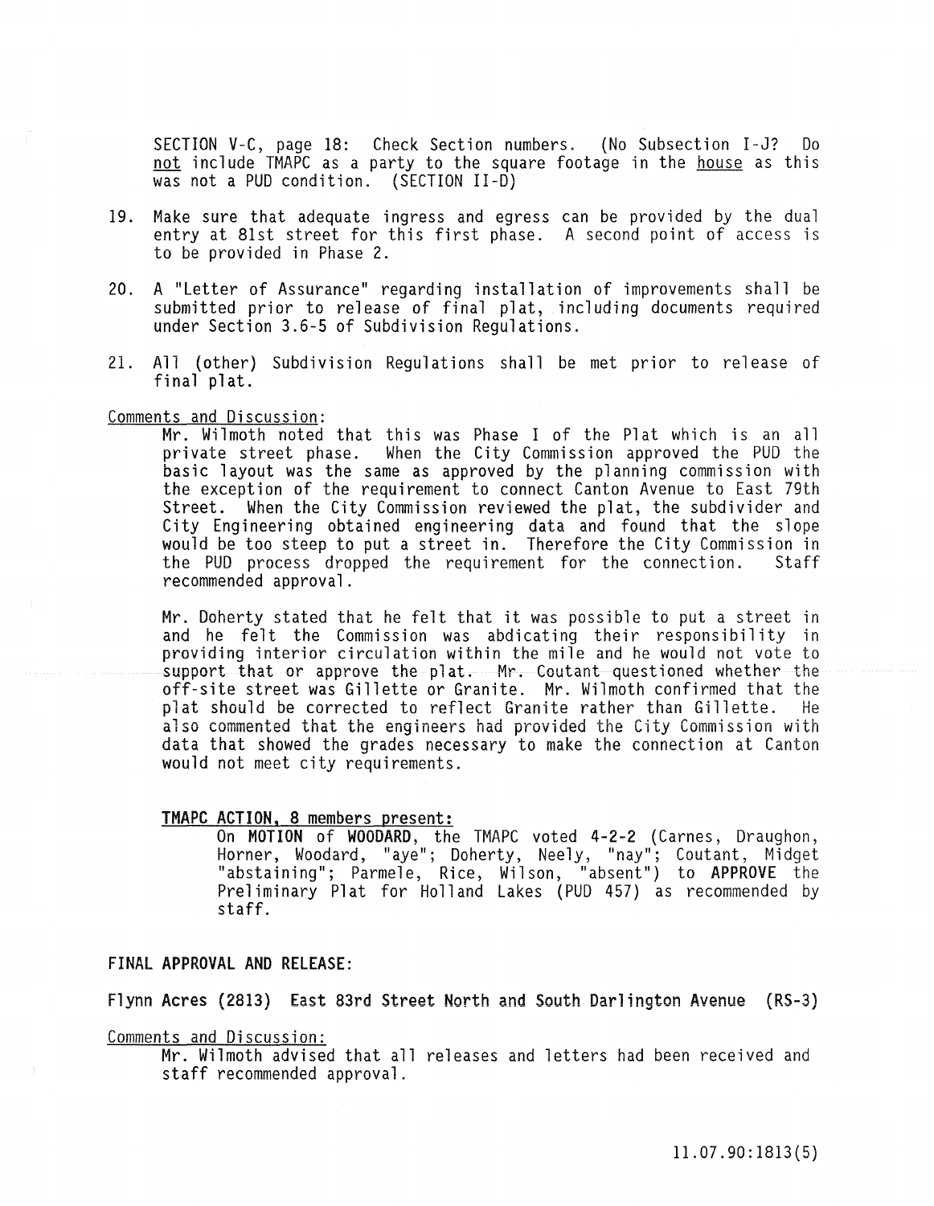SECTION V-C, page 18: Check Section numbers. (No Subsection I-J? Do not include TMAPC as a party to the square footage in the house as this was not a PUD condition. (SECTION II-D)

19. Make sure that adequate ingress and egress can be provided by the dual entry at 81st street for this first phase. A second point of access is to be provided in Phase 2.

20. A "Letter of Assurance" regarding installation of improvements shall be submitted prior to release of final plat, including documents required under Section 3.6-5 of Subdivision Regulations.

21. All (other) Subdivision Regulations shall be met prior to release of final plat.

Comments and Discussion:

Mr. Wilmoth noted that this was Phase I of the Plat which is an all private street phase. When the City Commission approved the PUD the basic layout was the same as approved by the planning commission with the exception of the requirement to connect Canton Avenue to East 79th Street. When the City Commission reviewed the plat, the subdivider and City Engineering obtained engineering data and found that the slope would be too steep to put a street in. Therefore the City Commission in the PUD process dropped the requirement for the connection. Staff recommended approval.

Mr. Doherty stated that he felt that it was possible to put a street in and he felt the Commission was abdicating their responsibility in providing interior circulation within the mile and he would not vote to support that or approve the plat. Mr. Coutant questioned whether the off-site street was Gillette or Granite. Mr. Wilmoth confirmed that the plat should be corrected to reflect Granite rather than Gillette. He also commented that the engineers had provided the City Commission with data that showed the grades necessary to make the connection at Canton would not meet city requirements.

**TMAPC ACTION, 8 members present:**

On **MOTION** of **WOODARD**, the TMAPC voted 4-2-2 (Carnes, Draughon, Horner, Woodard, "aye"; Doherty, Neely, "nay"; Coutant, Midget "abstaining"; Parmele, Rice, Wilson, "absent") to **APPROVE** the Preliminary Plat for Holland Lakes (PUD 457) as recommended by staff.

**FINAL APPROVAL AND RELEASE:**

**Flynn Acres (2813) East 83rd Street North and South Darlington Avenue (RS-3)**

Comments and Discussion:

Mr. Wilmoth advised that all releases and letters had been received and staff recommended approval.

11.07.90:1813(5)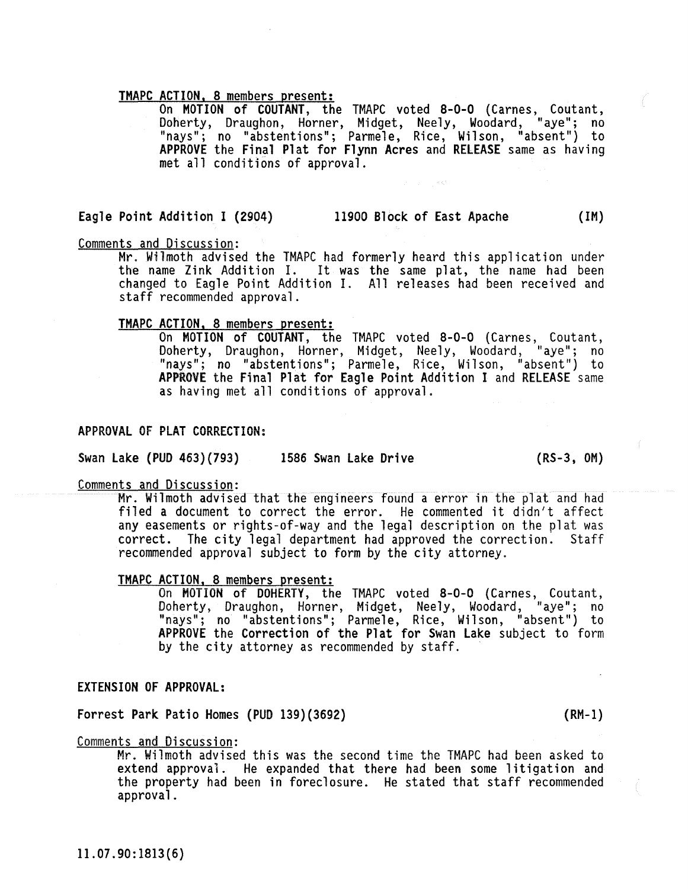**TMAPC ACTION, 8 members present:**

On **MOTION of COUTANT**, the TMAPC voted **8-0-0** (Carnes, Coutant, Doherty, Draughon, Horner, Midget, Neely, Woodard, "aye"; no "nays"; no "abstentions"; Parmele, Rice, Wilson, "absent") to **APPROVE** the **Final Plat for Flynn Acres** and **RELEASE** same as having met all conditions of approval.

**Eagle Point Addition I (2904) 11900 Block of East Apache (IM)**

Comments and Discussion:

Mr. Wilmoth advised the TMAPC had formerly heard this application under the name Zink Addition I. It was the same plat, the name had been changed to Eagle Point Addition I. All releases had been received and staff recommended approval.

**TMAPC ACTION, 8 members present:**

On **MOTION of COUTANT**, the TMAPC voted **8-0-0** (Carnes, Coutant, Doherty, Draughon, Horner, Midget, Neely, Woodard, "aye"; no "nays"; no "abstentions"; Parmele, Rice, Wilson, "absent") to **APPROVE** the **Final Plat for Eagle Point Addition I** and **RELEASE** same as having met all conditions of approval.

**APPROVAL OF PLAT CORRECTION:**

**Swan Lake (PUD 463)(793) 1586 Swan Lake Drive (RS-3, OM)**

Comments and Discussion:

Mr. Wilmoth advised that the engineers found a error in the plat and had filed a document to correct the error. He commented it didn't affect any easements or rights-of-way and the legal description on the plat was correct. The city legal department had approved the correction. Staff recommended approval subject to form by the city attorney.

**TMAPC ACTION, 8 members present:**

On **MOTION of DOHERTY**, the TMAPC voted **8-0-0** (Carnes, Coutant, Doherty, Draughon, Horner, Midget, Neely, Woodard, "aye"; no "nays"; no "abstentions"; Parmele, Rice, Wilson, "absent") to **APPROVE** the **Correction of the Plat for Swan Lake** subject to form by the city attorney as recommended by staff.

**EXTENSION OF APPROVAL:**

**Forrest Park Patio Homes (PUD 139)(3692) (RM-1)**

Comments and Discussion:

Mr. Wilmoth advised this was the second time the TMAPC had been asked to extend approval. He expanded that there had been some litigation and the property had been in foreclosure. He stated that staff recommended approval.

11.07.90:1813(6)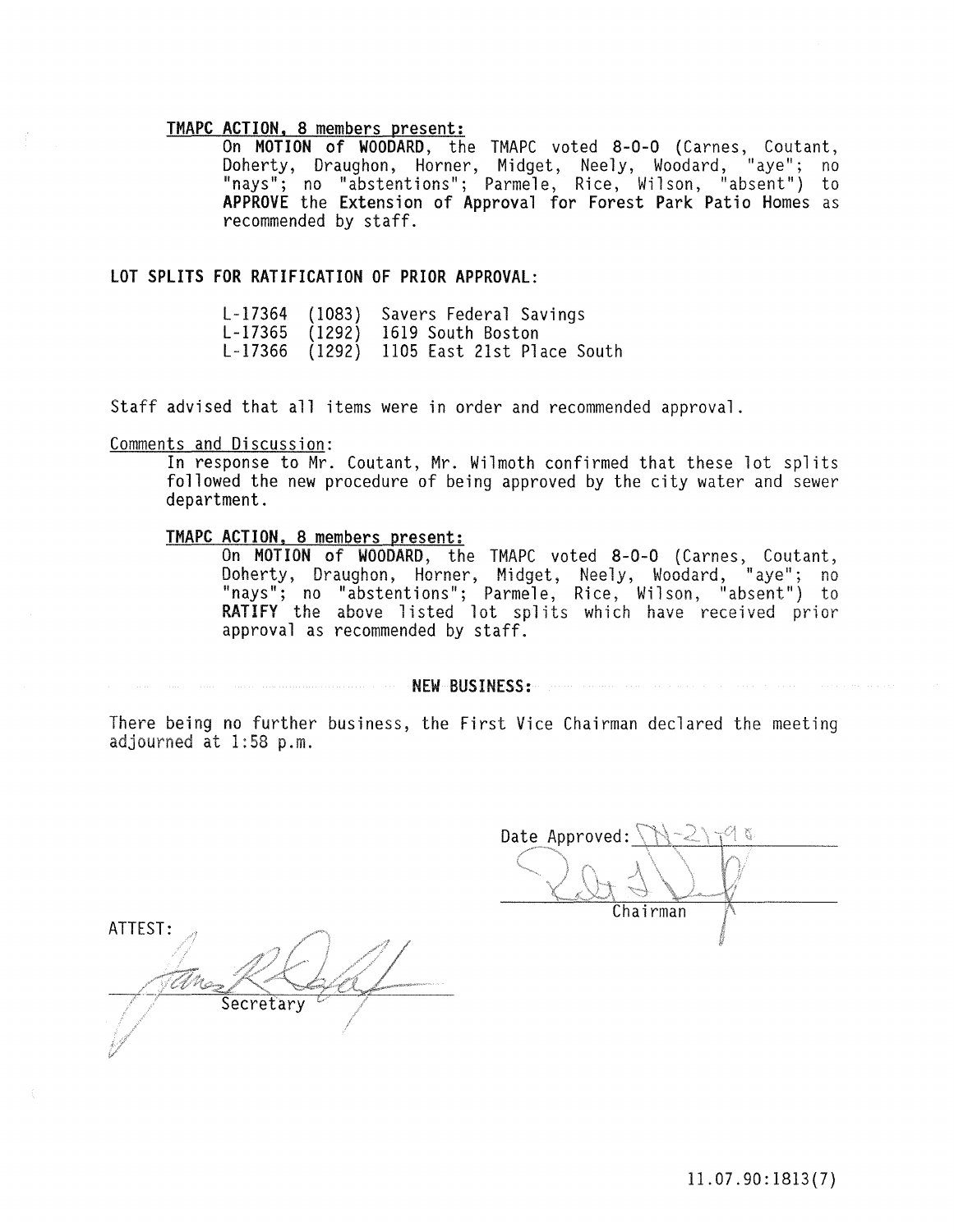**TMAPC ACTION, 8 members present:**

On **MOTION of WOODARD**, the TMAPC voted **8-0-0** (Carnes, Coutant, Doherty, Draughon, Horner, Midget, Neely, Woodard, "aye"; no "nays"; no "abstentions"; Parmele, Rice, Wilson, "absent") to **APPROVE** the **Extension of Approval for Forest Park Patio Homes** as recommended by staff.

**LOT SPLITS FOR RATIFICATION OF PRIOR APPROVAL:**

L-17364 (1083) Savers Federal Savings
L-17365 (1292) 1619 South Boston
L-17366 (1292) 1105 East 21st Place South

Staff advised that all items were in order and recommended approval.

Comments and Discussion:

In response to Mr. Coutant, Mr. Wilmoth confirmed that these lot splits followed the new procedure of being approved by the city water and sewer department.

**TMAPC ACTION, 8 members present:**

On **MOTION of WOODARD**, the TMAPC voted **8-0-0** (Carnes, Coutant, Doherty, Draughon, Horner, Midget, Neely, Woodard, "aye"; no "nays"; no "abstentions"; Parmele, Rice, Wilson, "absent") to **RATIFY** the above listed lot splits which have received prior approval as recommended by staff.

**NEW BUSINESS:**

There being no further business, the First Vice Chairman declared the meeting adjourned at 1:58 p.m.

Date Approved: 11-21-90

Chairman

ATTEST:

Secretary

11.07.90:1813(7)